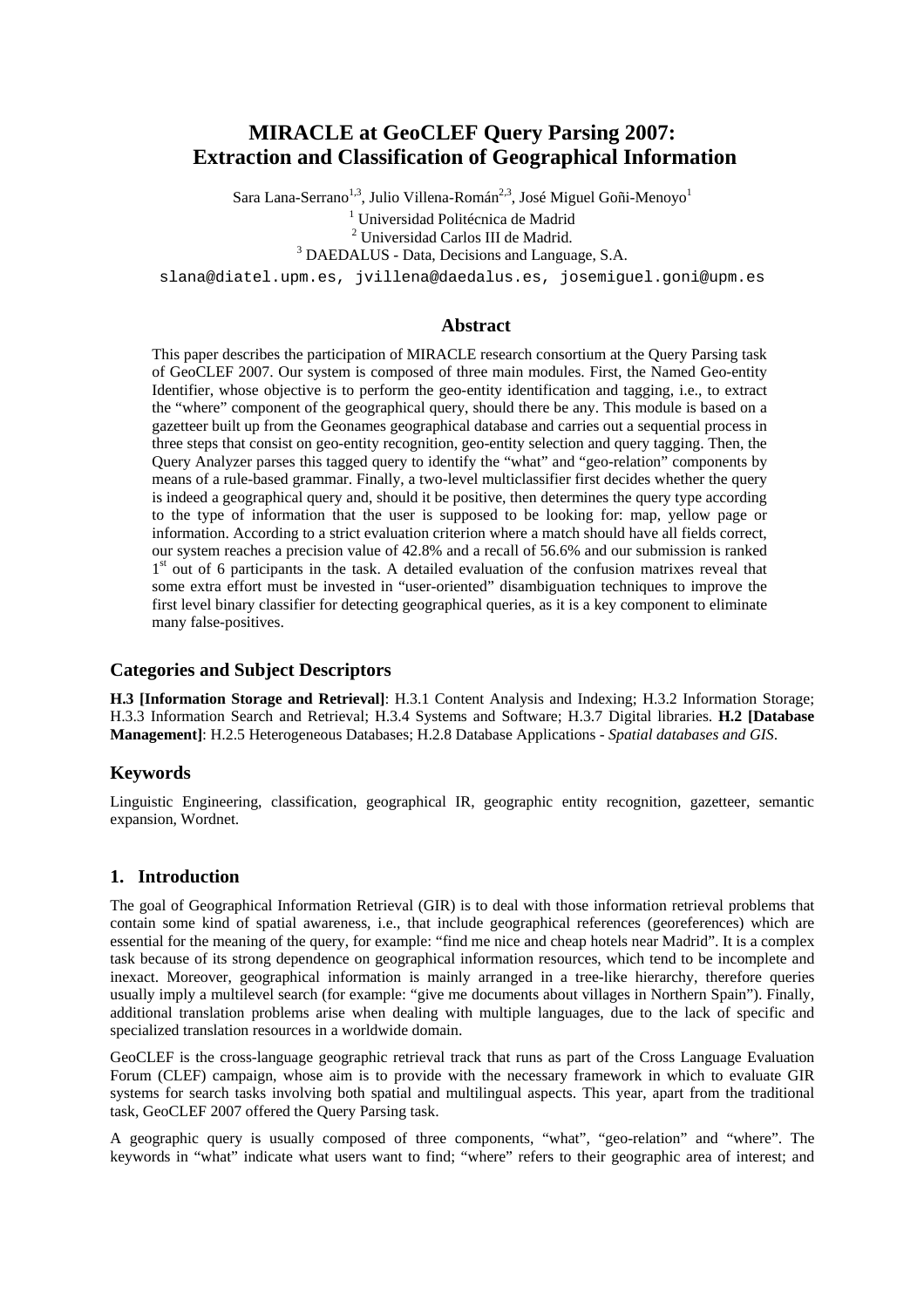# MIRACLE at GeoCLEF Query Parsing 2007: Extraction and Classification of Geographical Information

Sara Lana-Serrano[1,3], Julio Villena-Román[2,3], José Miguel Goñi-Menoyo[1]

[1] Universidad Politécnica de Madrid
[2] Universidad Carlos III de Madrid.
[3] DAEDALUS - Data, Decisions and Language, S.A.

slana@diatel.upm.es, jvillena@daedalus.es, josemiguel.goni@upm.es

## Abstract

This paper describes the participation of MIRACLE research consortium at the Query Parsing task of GeoCLEF 2007. Our system is composed of three main modules. First, the Named Geo-entity Identifier, whose objective is to perform the geo-entity identification and tagging, i.e., to extract the "where" component of the geographical query, should there be any. This module is based on a gazetteer built up from the Geonames geographical database and carries out a sequential process in three steps that consist on geo-entity recognition, geo-entity selection and query tagging. Then, the Query Analyzer parses this tagged query to identify the "what" and "geo-relation" components by means of a rule-based grammar. Finally, a two-level multiclassifier first decides whether the query is indeed a geographical query and, should it be positive, then determines the query type according to the type of information that the user is supposed to be looking for: map, yellow page or information. According to a strict evaluation criterion where a match should have all fields correct, our system reaches a precision value of 42.8% and a recall of 56.6% and our submission is ranked 1st out of 6 participants in the task. A detailed evaluation of the confusion matrixes reveal that some extra effort must be invested in "user-oriented" disambiguation techniques to improve the first level binary classifier for detecting geographical queries, as it is a key component to eliminate many false-positives.

## Categories and Subject Descriptors

**H.3 [Information Storage and Retrieval]**: H.3.1 Content Analysis and Indexing; H.3.2 Information Storage; H.3.3 Information Search and Retrieval; H.3.4 Systems and Software; H.3.7 Digital libraries. **H.2 [Database Management]**: H.2.5 Heterogeneous Databases; H.2.8 Database Applications - *Spatial databases and GIS*.

## Keywords

Linguistic Engineering, classification, geographical IR, geographic entity recognition, gazetteer, semantic expansion, Wordnet.

## 1. Introduction

The goal of Geographical Information Retrieval (GIR) is to deal with those information retrieval problems that contain some kind of spatial awareness, i.e., that include geographical references (georeferences) which are essential for the meaning of the query, for example: "find me nice and cheap hotels near Madrid". It is a complex task because of its strong dependence on geographical information resources, which tend to be incomplete and inexact. Moreover, geographical information is mainly arranged in a tree-like hierarchy, therefore queries usually imply a multilevel search (for example: "give me documents about villages in Northern Spain"). Finally, additional translation problems arise when dealing with multiple languages, due to the lack of specific and specialized translation resources in a worldwide domain.

GeoCLEF is the cross-language geographic retrieval track that runs as part of the Cross Language Evaluation Forum (CLEF) campaign, whose aim is to provide with the necessary framework in which to evaluate GIR systems for search tasks involving both spatial and multilingual aspects. This year, apart from the traditional task, GeoCLEF 2007 offered the Query Parsing task.

A geographic query is usually composed of three components, "what", "geo-relation" and "where". The keywords in "what" indicate what users want to find; "where" refers to their geographic area of interest; and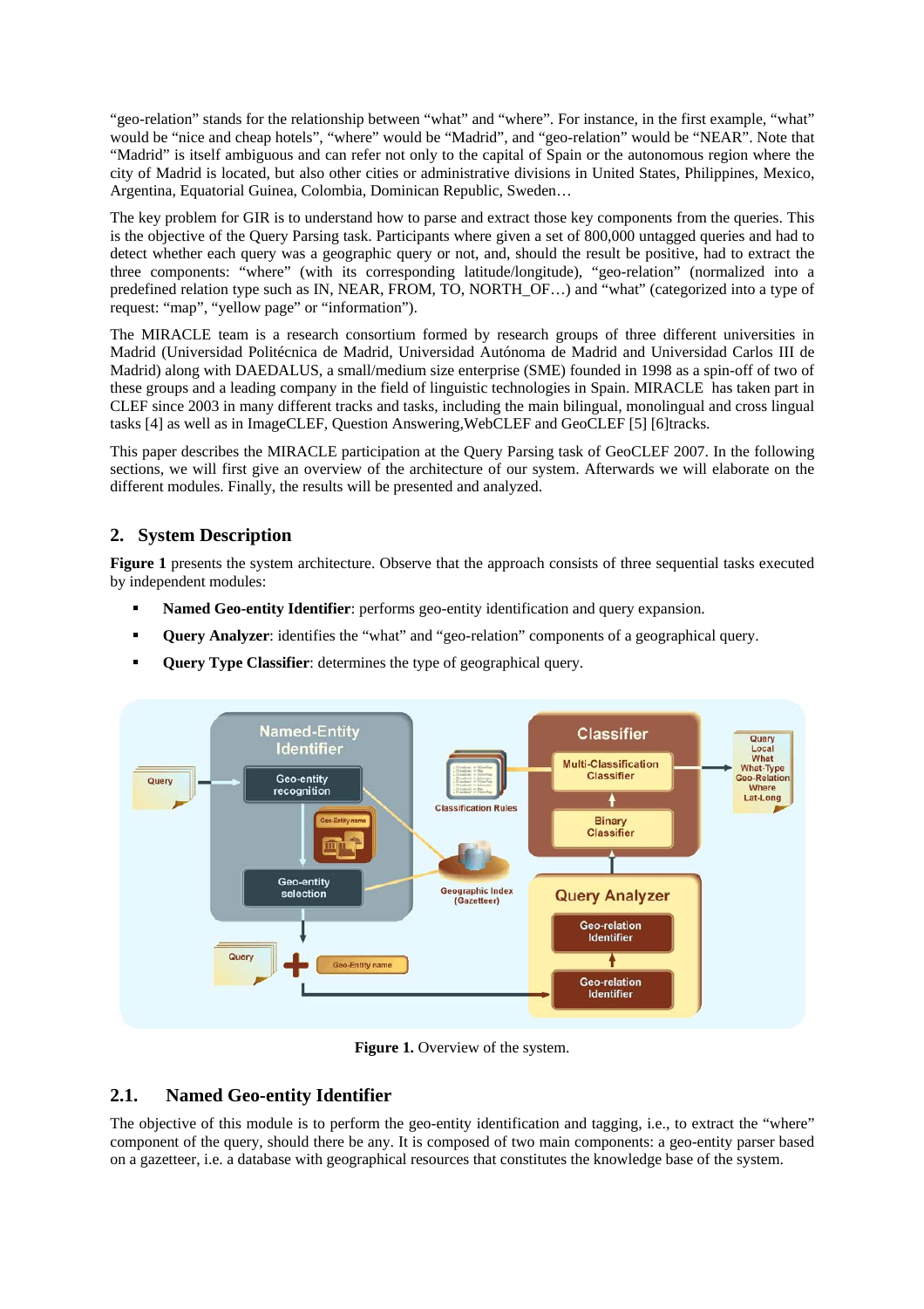"geo-relation" stands for the relationship between "what" and "where". For instance, in the first example, "what" would be "nice and cheap hotels", "where" would be "Madrid", and "geo-relation" would be "NEAR". Note that "Madrid" is itself ambiguous and can refer not only to the capital of Spain or the autonomous region where the city of Madrid is located, but also other cities or administrative divisions in United States, Philippines, Mexico, Argentina, Equatorial Guinea, Colombia, Dominican Republic, Sweden…

The key problem for GIR is to understand how to parse and extract those key components from the queries. This is the objective of the Query Parsing task. Participants where given a set of 800,000 untagged queries and had to detect whether each query was a geographic query or not, and, should the result be positive, had to extract the three components: "where" (with its corresponding latitude/longitude), "geo-relation" (normalized into a predefined relation type such as IN, NEAR, FROM, TO, NORTH_OF…) and "what" (categorized into a type of request: "map", "yellow page" or "information").

The MIRACLE team is a research consortium formed by research groups of three different universities in Madrid (Universidad Politécnica de Madrid, Universidad Autónoma de Madrid and Universidad Carlos III de Madrid) along with DAEDALUS, a small/medium size enterprise (SME) founded in 1998 as a spin-off of two of these groups and a leading company in the field of linguistic technologies in Spain. MIRACLE has taken part in CLEF since 2003 in many different tracks and tasks, including the main bilingual, monolingual and cross lingual tasks [4] as well as in ImageCLEF, Question Answering,WebCLEF and GeoCLEF [5] [6]tracks.

This paper describes the MIRACLE participation at the Query Parsing task of GeoCLEF 2007. In the following sections, we will first give an overview of the architecture of our system. Afterwards we will elaborate on the different modules. Finally, the results will be presented and analyzed.

## 2. System Description

**Figure 1** presents the system architecture. Observe that the approach consists of three sequential tasks executed by independent modules:

- **Named Geo-entity Identifier**: performs geo-entity identification and query expansion.
- **Query Analyzer**: identifies the "what" and "geo-relation" components of a geographical query.
- **Query Type Classifier**: determines the type of geographical query.

**Figure 1.** Overview of the system.

### 2.1. Named Geo-entity Identifier

The objective of this module is to perform the geo-entity identification and tagging, i.e., to extract the "where" component of the query, should there be any. It is composed of two main components: a geo-entity parser based on a gazetteer, i.e. a database with geographical resources that constitutes the knowledge base of the system.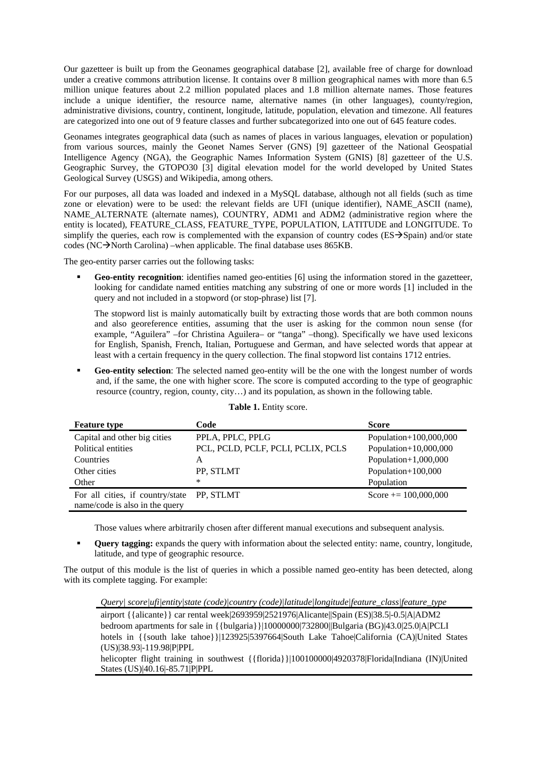Our gazetteer is built up from the Geonames geographical database [2], available free of charge for download under a creative commons attribution license. It contains over 8 million geographical names with more than 6.5 million unique features about 2.2 million populated places and 1.8 million alternate names. Those features include a unique identifier, the resource name, alternative names (in other languages), county/region, administrative divisions, country, continent, longitude, latitude, population, elevation and timezone. All features are categorized into one out of 9 feature classes and further subcategorized into one out of 645 feature codes.

Geonames integrates geographical data (such as names of places in various languages, elevation or population) from various sources, mainly the Geonet Names Server (GNS) [9] gazetteer of the National Geospatial Intelligence Agency (NGA), the Geographic Names Information System (GNIS) [8] gazetteer of the U.S. Geographic Survey, the GTOPO30 [3] digital elevation model for the world developed by United States Geological Survey (USGS) and Wikipedia, among others.

For our purposes, all data was loaded and indexed in a MySQL database, although not all fields (such as time zone or elevation) were to be used: the relevant fields are UFI (unique identifier), NAME_ASCII (name), NAME_ALTERNATE (alternate names), COUNTRY, ADM1 and ADM2 (administrative region where the entity is located), FEATURE_CLASS, FEATURE_TYPE, POPULATION, LATITUDE and LONGITUDE. To simplify the queries, each row is complemented with the expansion of country codes (ES→Spain) and/or state codes (NC→North Carolina) –when applicable. The final database uses 865KB.

The geo-entity parser carries out the following tasks:

- **Geo-entity recognition**: identifies named geo-entities [6] using the information stored in the gazetteer, looking for candidate named entities matching any substring of one or more words [1] included in the query and not included in a stopword (or stop-phrase) list [7].

  The stopword list is mainly automatically built by extracting those words that are both common nouns and also georeference entities, assuming that the user is asking for the common noun sense (for example, "Aguilera" –for Christina Aguilera– or "tanga" –thong). Specifically we have used lexicons for English, Spanish, French, Italian, Portuguese and German, and have selected words that appear at least with a certain frequency in the query collection. The final stopword list contains 1712 entries.

- **Geo-entity selection**: The selected named geo-entity will be the one with the longest number of words and, if the same, the one with higher score. The score is computed according to the type of geographic resource (country, region, county, city…) and its population, as shown in the following table.

**Table 1.** Entity score.

| Feature type | Code | Score |
|---|---|---|
| Capital and other big cities | PPLA, PPLC, PPLG | Population+100,000,000 |
| Political entities | PCL, PCLD, PCLF, PCLI, PCLIX, PCLS | Population+10,000,000 |
| Countries | A | Population+1,000,000 |
| Other cities | PP, STLMT | Population+100,000 |
| Other | * | Population |
| For all cities, if country/state name/code is also in the query | PP, STLMT | Score += 100,000,000 |

Those values where arbitrarily chosen after different manual executions and subsequent analysis.

- **Query tagging:** expands the query with information about the selected entity: name, country, longitude, latitude, and type of geographic resource.

The output of this module is the list of queries in which a possible named geo-entity has been detected, along with its complete tagging. For example:

*Query| score|ufi|entity|state (code)|country (code)|latitude|longitude|feature_class|feature_type*

airport {{alicante}} car rental week|2693959|2521976|Alicante||Spain (ES)|38.5|-0.5|A|ADM2
bedroom apartments for sale in {{bulgaria}}|10000000|732800||Bulgaria (BG)|43.0|25.0|A|PCLI
hotels in {{south lake tahoe}}|123925|5397664|South Lake Tahoe|California (CA)|United States (US)|38.93|-119.98|P|PPL
helicopter flight training in southwest {{florida}}|100100000|4920378|Florida|Indiana (IN)|United States (US)|40.16|-85.71|P|PPL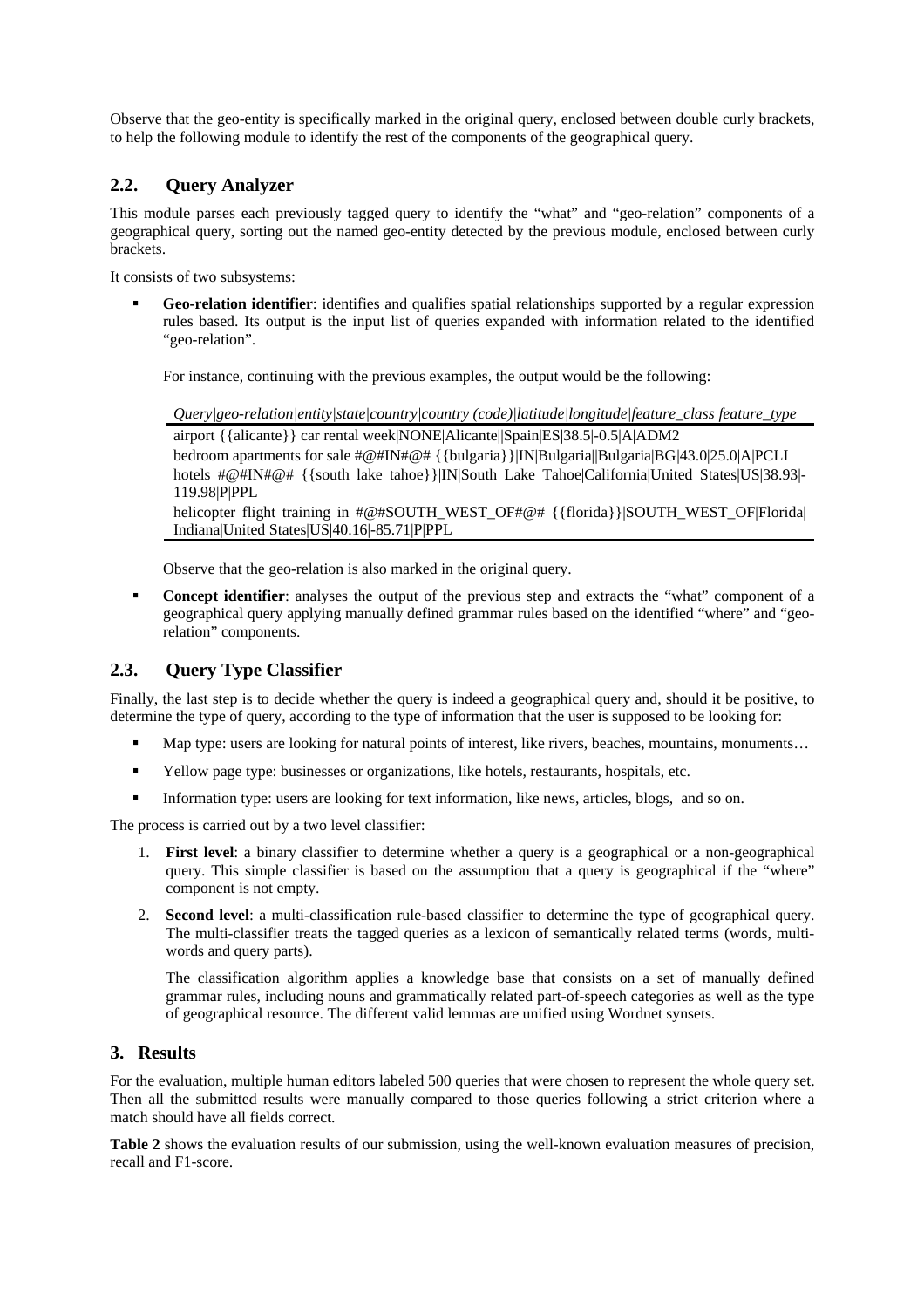Observe that the geo-entity is specifically marked in the original query, enclosed between double curly brackets, to help the following module to identify the rest of the components of the geographical query.

## 2.2. Query Analyzer

This module parses each previously tagged query to identify the "what" and "geo-relation" components of a geographical query, sorting out the named geo-entity detected by the previous module, enclosed between curly brackets.

It consists of two subsystems:

- **Geo-relation identifier**: identifies and qualifies spatial relationships supported by a regular expression rules based. Its output is the input list of queries expanded with information related to the identified "geo-relation".

  For instance, continuing with the previous examples, the output would be the following:

  *Query|geo-relation|entity|state|country|country (code)|latitude|longitude|feature_class|feature_type*

  airport {{alicante}} car rental week|NONE|Alicante||Spain|ES|38.5|-0.5|A|ADM2
  bedroom apartments for sale #@#IN#@# {{bulgaria}}|IN|Bulgaria||Bulgaria|BG|43.0|25.0|A|PCLI
  hotels #@#IN#@# {{south lake tahoe}}|IN|South Lake Tahoe|California|United States|US|38.93|-119.98|P|PPL
  helicopter flight training in #@#SOUTH_WEST_OF#@# {{florida}}|SOUTH_WEST_OF|Florida|Indiana|United States|US|40.16|-85.71|P|PPL

  Observe that the geo-relation is also marked in the original query.

- **Concept identifier**: analyses the output of the previous step and extracts the "what" component of a geographical query applying manually defined grammar rules based on the identified "where" and "geo-relation" components.

## 2.3. Query Type Classifier

Finally, the last step is to decide whether the query is indeed a geographical query and, should it be positive, to determine the type of query, according to the type of information that the user is supposed to be looking for:

- Map type: users are looking for natural points of interest, like rivers, beaches, mountains, monuments…
- Yellow page type: businesses or organizations, like hotels, restaurants, hospitals, etc.
- Information type: users are looking for text information, like news, articles, blogs, and so on.

The process is carried out by a two level classifier:

1. **First level**: a binary classifier to determine whether a query is a geographical or a non-geographical query. This simple classifier is based on the assumption that a query is geographical if the "where" component is not empty.
2. **Second level**: a multi-classification rule-based classifier to determine the type of geographical query. The multi-classifier treats the tagged queries as a lexicon of semantically related terms (words, multi-words and query parts).

   The classification algorithm applies a knowledge base that consists on a set of manually defined grammar rules, including nouns and grammatically related part-of-speech categories as well as the type of geographical resource. The different valid lemmas are unified using Wordnet synsets.

# 3. Results

For the evaluation, multiple human editors labeled 500 queries that were chosen to represent the whole query set. Then all the submitted results were manually compared to those queries following a strict criterion where a match should have all fields correct.

**Table 2** shows the evaluation results of our submission, using the well-known evaluation measures of precision, recall and F1-score.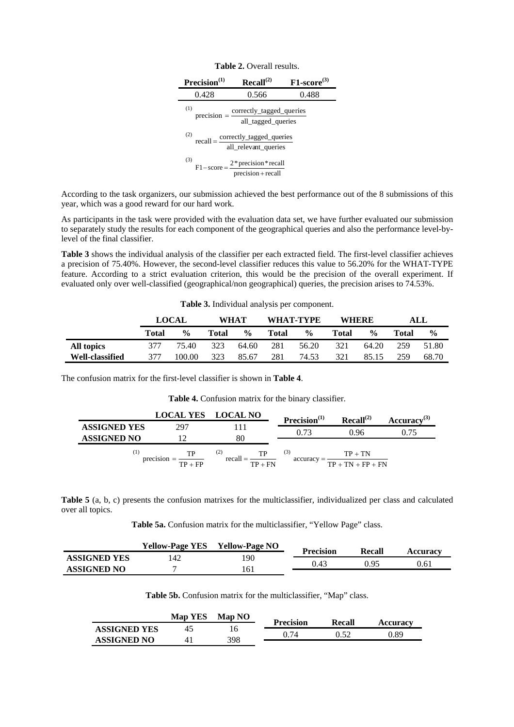**Table 2.** Overall results.

| Precision$^{(1)}$ | Recall$^{(2)}$ | F1-score$^{(3)}$ |
|---|---|---|
| 0.428 | 0.566 | 0.488 |

(1) $\text{precision} = \frac{\text{correctly\_tagged\_queries}}{\text{all\_tagged\_queries}}$

(2) $\text{recall} = \frac{\text{correctly\_tagged\_queries}}{\text{all\_relevant\_queries}}$

(3) $\text{F1-score} = \frac{2 * \text{precision} * \text{recall}}{\text{precision} + \text{recall}}$

According to the task organizers, our submission achieved the best performance out of the 8 submissions of this year, which was a good reward for our hard work.

As participants in the task were provided with the evaluation data set, we have further evaluated our submission to separately study the results for each component of the geographical queries and also the performance level-by-level of the final classifier.

**Table 3** shows the individual analysis of the classifier per each extracted field. The first-level classifier achieves a precision of 75.40%. However, the second-level classifier reduces this value to 56.20% for the WHAT-TYPE feature. According to a strict evaluation criterion, this would be the precision of the overall experiment. If evaluated only over well-classified (geographical/non geographical) queries, the precision arises to 74.53%.

**Table 3.** Individual analysis per component.

| | LOCAL | | WHAT | | WHAT-TYPE | | WHERE | | ALL | |
|---|---|---|---|---|---|---|---|---|---|---|
| | **Total** | **%** | **Total** | **%** | **Total** | **%** | **Total** | **%** | **Total** | **%** |
| **All topics** | 377 | 75.40 | 323 | 64.60 | 281 | 56.20 | 321 | 64.20 | 259 | 51.80 |
| **Well-classified** | 377 | 100.00 | 323 | 85.67 | 281 | 74.53 | 321 | 85.15 | 259 | 68.70 |

The confusion matrix for the first-level classifier is shown in **Table 4**.

**Table 4.** Confusion matrix for the binary classifier.

| | LOCAL YES | LOCAL NO |
|---|---|---|
| **ASSIGNED YES** | 297 | 111 |
| **ASSIGNED NO** | 12 | 80 |

| Precision$^{(1)}$ | Recall$^{(2)}$ | Accuracy$^{(3)}$ |
|---|---|---|
| 0.73 | 0.96 | 0.75 |

(1) $\text{precision} = \frac{\text{TP}}{\text{TP} + \text{FP}}$ (2) $\text{recall} = \frac{\text{TP}}{\text{TP} + \text{FN}}$ (3) $\text{accuracy} = \frac{\text{TP} + \text{TN}}{\text{TP} + \text{TN} + \text{FP} + \text{FN}}$

**Table 5** (a, b, c) presents the confusion matrixes for the multiclassifier, individualized per class and calculated over all topics.

**Table 5a.** Confusion matrix for the multiclassifier, "Yellow Page" class.

| | Yellow-Page YES | Yellow-Page NO |
|---|---|---|
| **ASSIGNED YES** | 142 | 190 |
| **ASSIGNED NO** | 7 | 161 |

| Precision | Recall | Accuracy |
|---|---|---|
| 0.43 | 0.95 | 0.61 |

**Table 5b.** Confusion matrix for the multiclassifier, "Map" class.

| | Map YES | Map NO |
|---|---|---|
| **ASSIGNED YES** | 45 | 16 |
| **ASSIGNED NO** | 41 | 398 |

| Precision | Recall | Accuracy |
|---|---|---|
| 0.74 | 0.52 | 0.89 |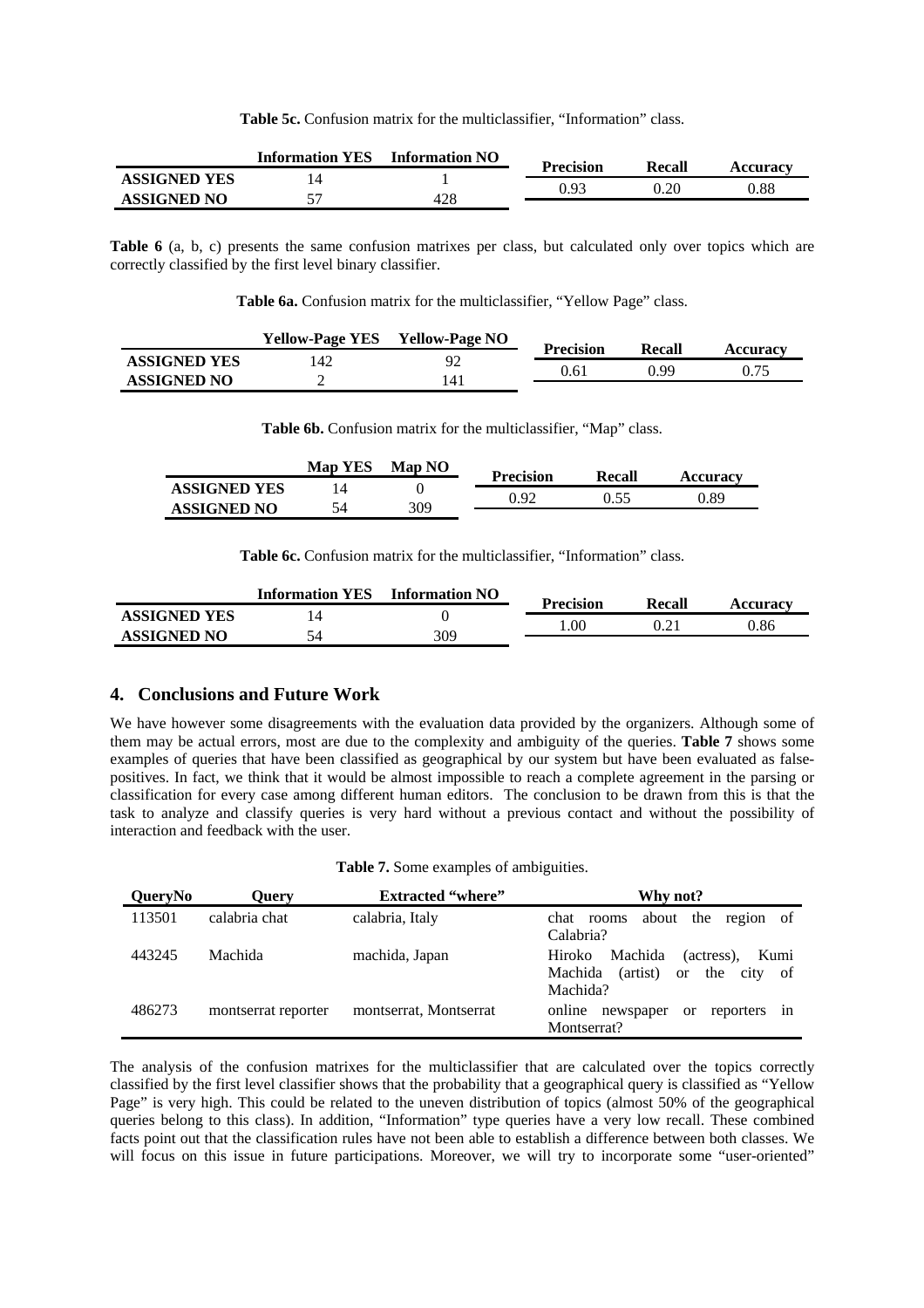**Table 5c.** Confusion matrix for the multiclassifier, "Information" class.

| | Information YES | Information NO | Precision | Recall | Accuracy |
|---|---|---|---|---|---|
| **ASSIGNED YES** | 14 | 1 | 0.93 | 0.20 | 0.88 |
| **ASSIGNED NO** | 57 | 428 | | | |

**Table 6** (a, b, c) presents the same confusion matrixes per class, but calculated only over topics which are correctly classified by the first level binary classifier.

**Table 6a.** Confusion matrix for the multiclassifier, "Yellow Page" class.

| | Yellow-Page YES | Yellow-Page NO | Precision | Recall | Accuracy |
|---|---|---|---|---|---|
| **ASSIGNED YES** | 142 | 92 | 0.61 | 0.99 | 0.75 |
| **ASSIGNED NO** | 2 | 141 | | | |

**Table 6b.** Confusion matrix for the multiclassifier, "Map" class.

| | Map YES | Map NO | Precision | Recall | Accuracy |
|---|---|---|---|---|---|
| **ASSIGNED YES** | 14 | 0 | 0.92 | 0.55 | 0.89 |
| **ASSIGNED NO** | 54 | 309 | | | |

**Table 6c.** Confusion matrix for the multiclassifier, "Information" class.

| | Information YES | Information NO | Precision | Recall | Accuracy |
|---|---|---|---|---|---|
| **ASSIGNED YES** | 14 | 0 | 1.00 | 0.21 | 0.86 |
| **ASSIGNED NO** | 54 | 309 | | | |

## 4. Conclusions and Future Work

We have however some disagreements with the evaluation data provided by the organizers. Although some of them may be actual errors, most are due to the complexity and ambiguity of the queries. **Table 7** shows some examples of queries that have been classified as geographical by our system but have been evaluated as false-positives. In fact, we think that it would be almost impossible to reach a complete agreement in the parsing or classification for every case among different human editors. The conclusion to be drawn from this is that the task to analyze and classify queries is very hard without a previous contact and without the possibility of interaction and feedback with the user.

**Table 7.** Some examples of ambiguities.

| QueryNo | Query | Extracted "where" | Why not? |
|---|---|---|---|
| 113501 | calabria chat | calabria, Italy | chat rooms about the region of Calabria? |
| 443245 | Machida | machida, Japan | Hiroko Machida (actress), Kumi Machida (artist) or the city of Machida? |
| 486273 | montserrat reporter | montserrat, Montserrat | online newspaper or reporters in Montserrat? |

The analysis of the confusion matrixes for the multiclassifier that are calculated over the topics correctly classified by the first level classifier shows that the probability that a geographical query is classified as "Yellow Page" is very high. This could be related to the uneven distribution of topics (almost 50% of the geographical queries belong to this class). In addition, "Information" type queries have a very low recall. These combined facts point out that the classification rules have not been able to establish a difference between both classes. We will focus on this issue in future participations. Moreover, we will try to incorporate some "user-oriented"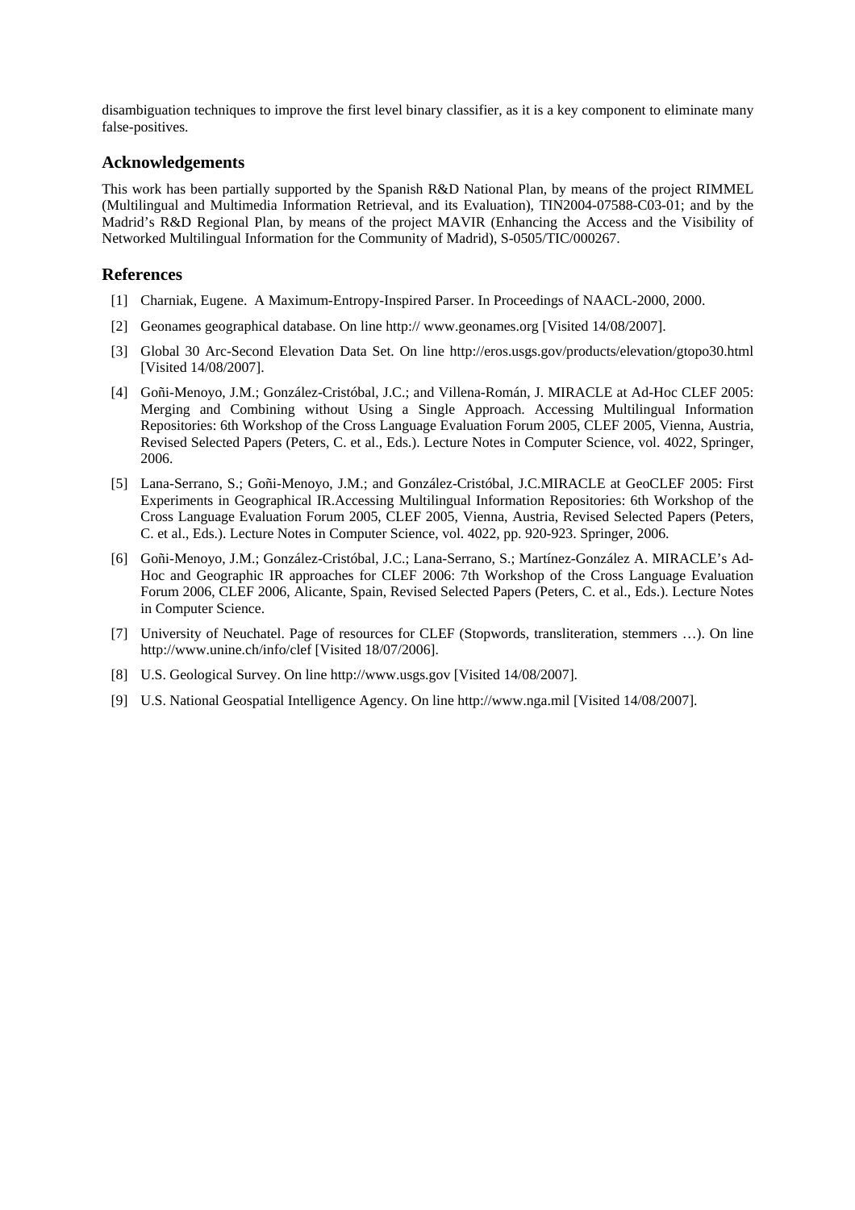disambiguation techniques to improve the first level binary classifier, as it is a key component to eliminate many false-positives.

## Acknowledgements

This work has been partially supported by the Spanish R&D National Plan, by means of the project RIMMEL (Multilingual and Multimedia Information Retrieval, and its Evaluation), TIN2004-07588-C03-01; and by the Madrid's R&D Regional Plan, by means of the project MAVIR (Enhancing the Access and the Visibility of Networked Multilingual Information for the Community of Madrid), S-0505/TIC/000267.

## References

[1] Charniak, Eugene. A Maximum-Entropy-Inspired Parser. In Proceedings of NAACL-2000, 2000.

[2] Geonames geographical database. On line http:// www.geonames.org [Visited 14/08/2007].

[3] Global 30 Arc-Second Elevation Data Set. On line http://eros.usgs.gov/products/elevation/gtopo30.html [Visited 14/08/2007].

[4] Goñi-Menoyo, J.M.; González-Cristóbal, J.C.; and Villena-Román, J. MIRACLE at Ad-Hoc CLEF 2005: Merging and Combining without Using a Single Approach. Accessing Multilingual Information Repositories: 6th Workshop of the Cross Language Evaluation Forum 2005, CLEF 2005, Vienna, Austria, Revised Selected Papers (Peters, C. et al., Eds.). Lecture Notes in Computer Science, vol. 4022, Springer, 2006.

[5] Lana-Serrano, S.; Goñi-Menoyo, J.M.; and González-Cristóbal, J.C.MIRACLE at GeoCLEF 2005: First Experiments in Geographical IR.Accessing Multilingual Information Repositories: 6th Workshop of the Cross Language Evaluation Forum 2005, CLEF 2005, Vienna, Austria, Revised Selected Papers (Peters, C. et al., Eds.). Lecture Notes in Computer Science, vol. 4022, pp. 920-923. Springer, 2006.

[6] Goñi-Menoyo, J.M.; González-Cristóbal, J.C.; Lana-Serrano, S.; Martínez-González A. MIRACLE's Ad-Hoc and Geographic IR approaches for CLEF 2006: 7th Workshop of the Cross Language Evaluation Forum 2006, CLEF 2006, Alicante, Spain, Revised Selected Papers (Peters, C. et al., Eds.). Lecture Notes in Computer Science.

[7] University of Neuchatel. Page of resources for CLEF (Stopwords, transliteration, stemmers …). On line http://www.unine.ch/info/clef [Visited 18/07/2006].

[8] U.S. Geological Survey. On line http://www.usgs.gov [Visited 14/08/2007].

[9] U.S. National Geospatial Intelligence Agency. On line http://www.nga.mil [Visited 14/08/2007].